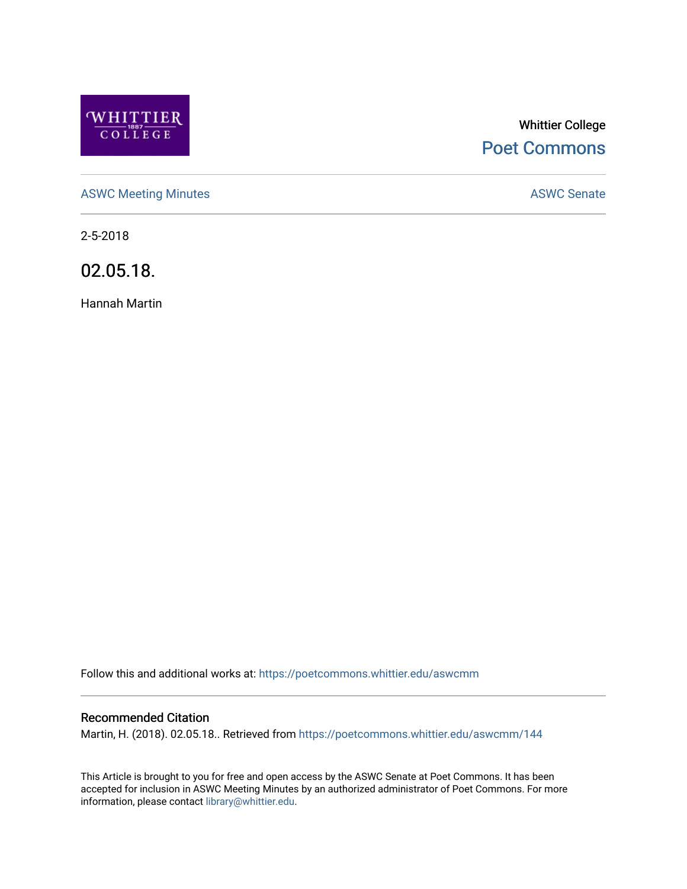Whittier College

Poet Commons

ASWC Meeting Minutes

ASWC Senate

2-5-2018

# 02.05.18.

Hannah Martin

Follow this and additional works at: https://poetcommons.whittier.edu/aswcmm

## Recommended Citation

Martin, H. (2018). 02.05.18.. Retrieved from https://poetcommons.whittier.edu/aswcmm/144

This Article is brought to you for free and open access by the ASWC Senate at Poet Commons. It has been accepted for inclusion in ASWC Meeting Minutes by an authorized administrator of Poet Commons. For more information, please contact library@whittier.edu.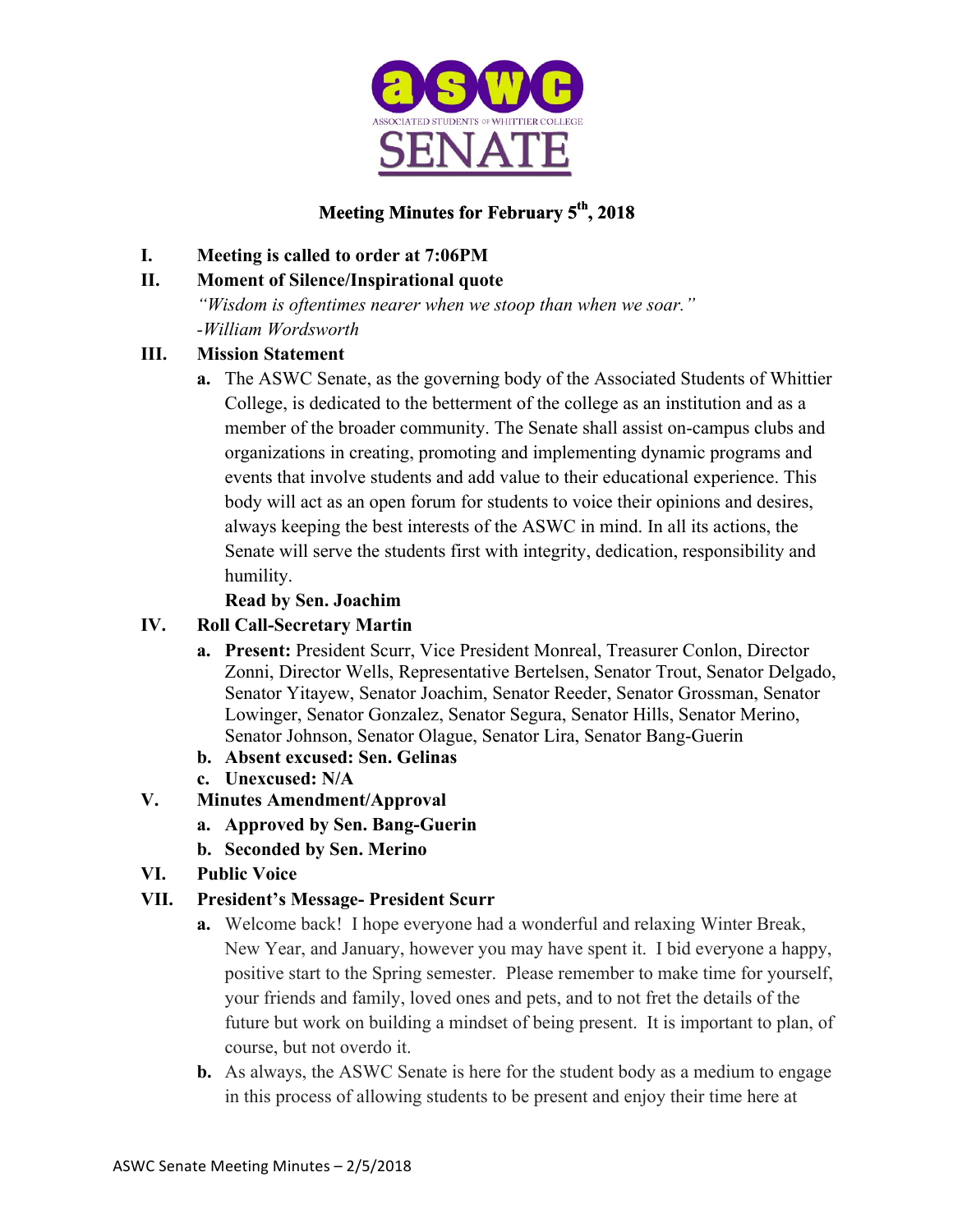# Meeting Minutes for February 5th, 2018

I. **Meeting is called to order at 7:06PM**

II. **Moment of Silence/Inspirational quote**

*"Wisdom is oftentimes nearer when we stoop than when we soar."*
*-William Wordsworth*

III. **Mission Statement**

a. The ASWC Senate, as the governing body of the Associated Students of Whittier College, is dedicated to the betterment of the college as an institution and as a member of the broader community. The Senate shall assist on-campus clubs and organizations in creating, promoting and implementing dynamic programs and events that involve students and add value to their educational experience. This body will act as an open forum for students to voice their opinions and desires, always keeping the best interests of the ASWC in mind. In all its actions, the Senate will serve the students first with integrity, dedication, responsibility and humility.

**Read by Sen. Joachim**

IV. **Roll Call-Secretary Martin**

a. **Present:** President Scurr, Vice President Monreal, Treasurer Conlon, Director Zonni, Director Wells, Representative Bertelsen, Senator Trout, Senator Delgado, Senator Yitayew, Senator Joachim, Senator Reeder, Senator Grossman, Senator Lowinger, Senator Gonzalez, Senator Segura, Senator Hills, Senator Merino, Senator Johnson, Senator Olague, Senator Lira, Senator Bang-Guerin

b. **Absent excused: Sen. Gelinas**

c. **Unexcused: N/A**

V. **Minutes Amendment/Approval**

a. **Approved by Sen. Bang-Guerin**

b. **Seconded by Sen. Merino**

VI. **Public Voice**

VII. **President's Message- President Scurr**

a. Welcome back! I hope everyone had a wonderful and relaxing Winter Break, New Year, and January, however you may have spent it. I bid everyone a happy, positive start to the Spring semester. Please remember to make time for yourself, your friends and family, loved ones and pets, and to not fret the details of the future but work on building a mindset of being present. It is important to plan, of course, but not overdo it.

b. As always, the ASWC Senate is here for the student body as a medium to engage in this process of allowing students to be present and enjoy their time here at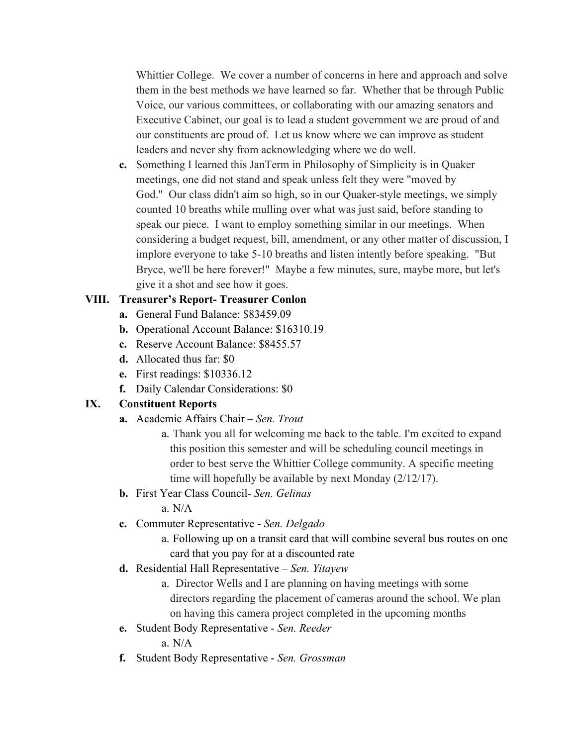Whittier College. We cover a number of concerns in here and approach and solve them in the best methods we have learned so far. Whether that be through Public Voice, our various committees, or collaborating with our amazing senators and Executive Cabinet, our goal is to lead a student government we are proud of and our constituents are proud of. Let us know where we can improve as student leaders and never shy from acknowledging where we do well.

**c.** Something I learned this JanTerm in Philosophy of Simplicity is in Quaker meetings, one did not stand and speak unless felt they were "moved by God." Our class didn't aim so high, so in our Quaker-style meetings, we simply counted 10 breaths while mulling over what was just said, before standing to speak our piece. I want to employ something similar in our meetings. When considering a budget request, bill, amendment, or any other matter of discussion, I implore everyone to take 5-10 breaths and listen intently before speaking. "But Bryce, we'll be here forever!" Maybe a few minutes, sure, maybe more, but let's give it a shot and see how it goes.

## VIII. Treasurer's Report- Treasurer Conlon

- **a.** General Fund Balance: $83459.09
- **b.** Operational Account Balance: $16310.19
- **c.** Reserve Account Balance: $8455.57
- **d.** Allocated thus far: $0
- **e.** First readings: $10336.12
- **f.** Daily Calendar Considerations: $0

## IX. Constituent Reports

- **a.** Academic Affairs Chair – *Sen. Trout*
  - a. Thank you all for welcoming me back to the table. I'm excited to expand this position this semester and will be scheduling council meetings in order to best serve the Whittier College community. A specific meeting time will hopefully be available by next Monday (2/12/17).
- **b.** First Year Class Council- *Sen. Gelinas*
  - a. N/A
- **c.** Commuter Representative - *Sen. Delgado*
  - a. Following up on a transit card that will combine several bus routes on one card that you pay for at a discounted rate
- **d.** Residential Hall Representative – *Sen. Yitayew*
  - a. Director Wells and I are planning on having meetings with some directors regarding the placement of cameras around the school. We plan on having this camera project completed in the upcoming months
- **e.** Student Body Representative - *Sen. Reeder*
  - a. N/A
- **f.** Student Body Representative - *Sen. Grossman*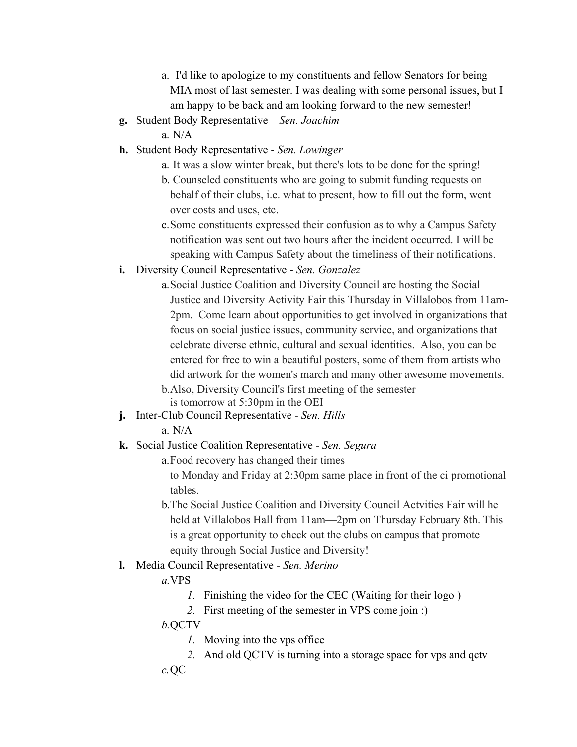a. I'd like to apologize to my constituents and fellow Senators for being MIA most of last semester. I was dealing with some personal issues, but I am happy to be back and am looking forward to the new semester!

**g.** Student Body Representative – *Sen. Joachim*
   a. N/A

**h.** Student Body Representative - *Sen. Lowinger*
   a. It was a slow winter break, but there's lots to be done for the spring!
   b. Counseled constituents who are going to submit funding requests on behalf of their clubs, i.e. what to present, how to fill out the form, went over costs and uses, etc.
   c. Some constituents expressed their confusion as to why a Campus Safety notification was sent out two hours after the incident occurred. I will be speaking with Campus Safety about the timeliness of their notifications.

**i.** Diversity Council Representative - *Sen. Gonzalez*
   a. Social Justice Coalition and Diversity Council are hosting the Social Justice and Diversity Activity Fair this Thursday in Villalobos from 11am-2pm. Come learn about opportunities to get involved in organizations that focus on social justice issues, community service, and organizations that celebrate diverse ethnic, cultural and sexual identities. Also, you can be entered for free to win a beautiful posters, some of them from artists who did artwork for the women's march and many other awesome movements.
   b. Also, Diversity Council's first meeting of the semester is tomorrow at 5:30pm in the OEI

**j.** Inter-Club Council Representative - *Sen. Hills*
   a. N/A

**k.** Social Justice Coalition Representative - *Sen. Segura*
   a. Food recovery has changed their times to Monday and Friday at 2:30pm same place in front of the ci promotional tables.
   b. The Social Justice Coalition and Diversity Council Actvities Fair will he held at Villalobos Hall from 11am—2pm on Thursday February 8th. This is a great opportunity to check out the clubs on campus that promote equity through Social Justice and Diversity!

**l.** Media Council Representative - *Sen. Merino*
   *a.* VPS
      *1.* Finishing the video for the CEC (Waiting for their logo )
      *2.* First meeting of the semester in VPS come join :)
   *b.* QCTV
      *1.* Moving into the vps office
      *2.* And old QCTV is turning into a storage space for vps and qctv
   *c.* QC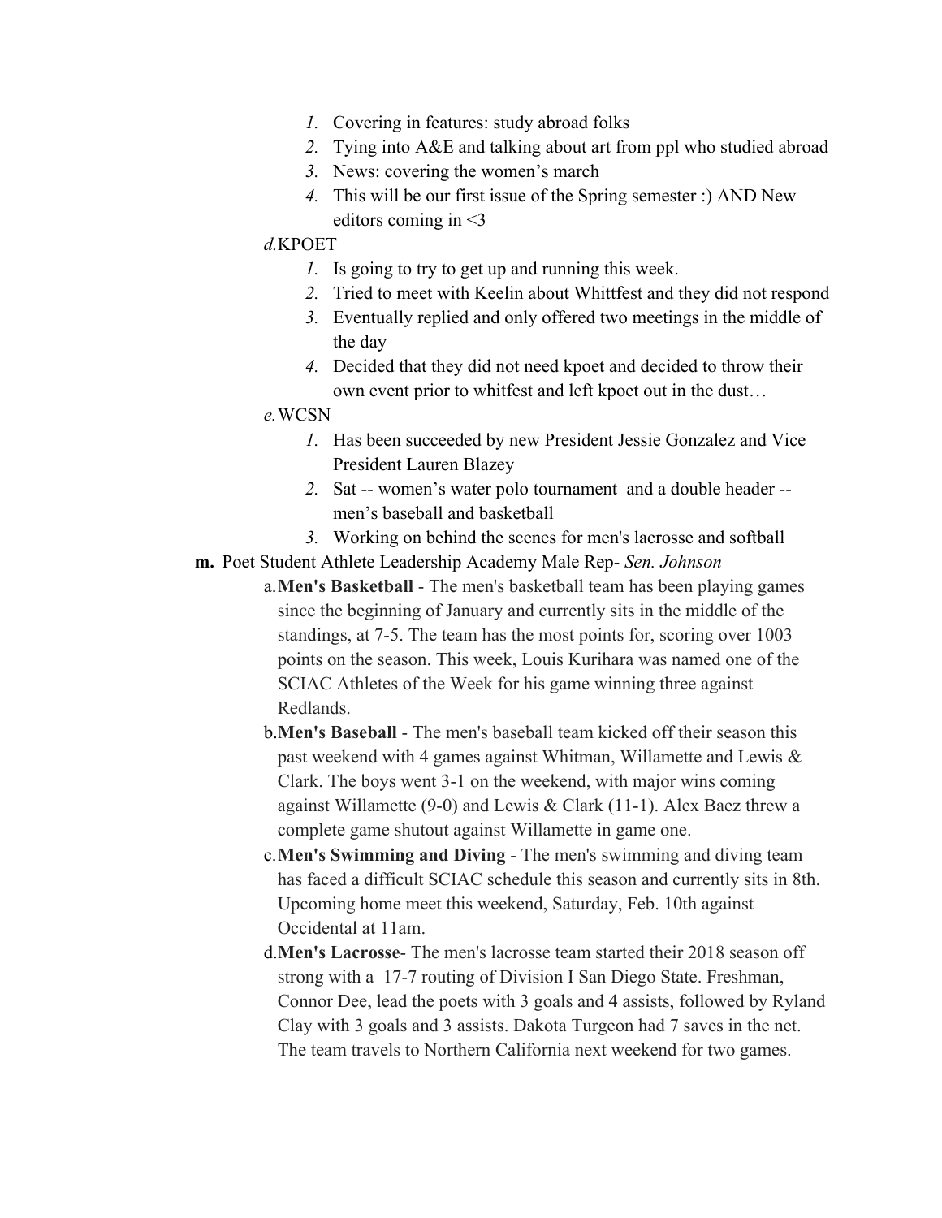1. Covering in features: study abroad folks
2. Tying into A&E and talking about art from ppl who studied abroad
3. News: covering the women's march
4. This will be our first issue of the Spring semester :) AND New editors coming in <3

*d.* KPOET

1. Is going to try to get up and running this week.
2. Tried to meet with Keelin about Whittfest and they did not respond
3. Eventually replied and only offered two meetings in the middle of the day
4. Decided that they did not need kpoet and decided to throw their own event prior to whitfest and left kpoet out in the dust…

*e.* WCSN

1. Has been succeeded by new President Jessie Gonzalez and Vice President Lauren Blazey
2. Sat -- women's water polo tournament and a double header -- men's baseball and basketball
3. Working on behind the scenes for men's lacrosse and softball

**m.** Poet Student Athlete Leadership Academy Male Rep- *Sen. Johnson*

a. **Men's Basketball** - The men's basketball team has been playing games since the beginning of January and currently sits in the middle of the standings, at 7-5. The team has the most points for, scoring over 1003 points on the season. This week, Louis Kurihara was named one of the SCIAC Athletes of the Week for his game winning three against Redlands.

b. **Men's Baseball** - The men's baseball team kicked off their season this past weekend with 4 games against Whitman, Willamette and Lewis & Clark. The boys went 3-1 on the weekend, with major wins coming against Willamette (9-0) and Lewis & Clark (11-1). Alex Baez threw a complete game shutout against Willamette in game one.

c. **Men's Swimming and Diving** - The men's swimming and diving team has faced a difficult SCIAC schedule this season and currently sits in 8th. Upcoming home meet this weekend, Saturday, Feb. 10th against Occidental at 11am.

d. **Men's Lacrosse**- The men's lacrosse team started their 2018 season off strong with a 17-7 routing of Division I San Diego State. Freshman, Connor Dee, lead the poets with 3 goals and 4 assists, followed by Ryland Clay with 3 goals and 3 assists. Dakota Turgeon had 7 saves in the net. The team travels to Northern California next weekend for two games.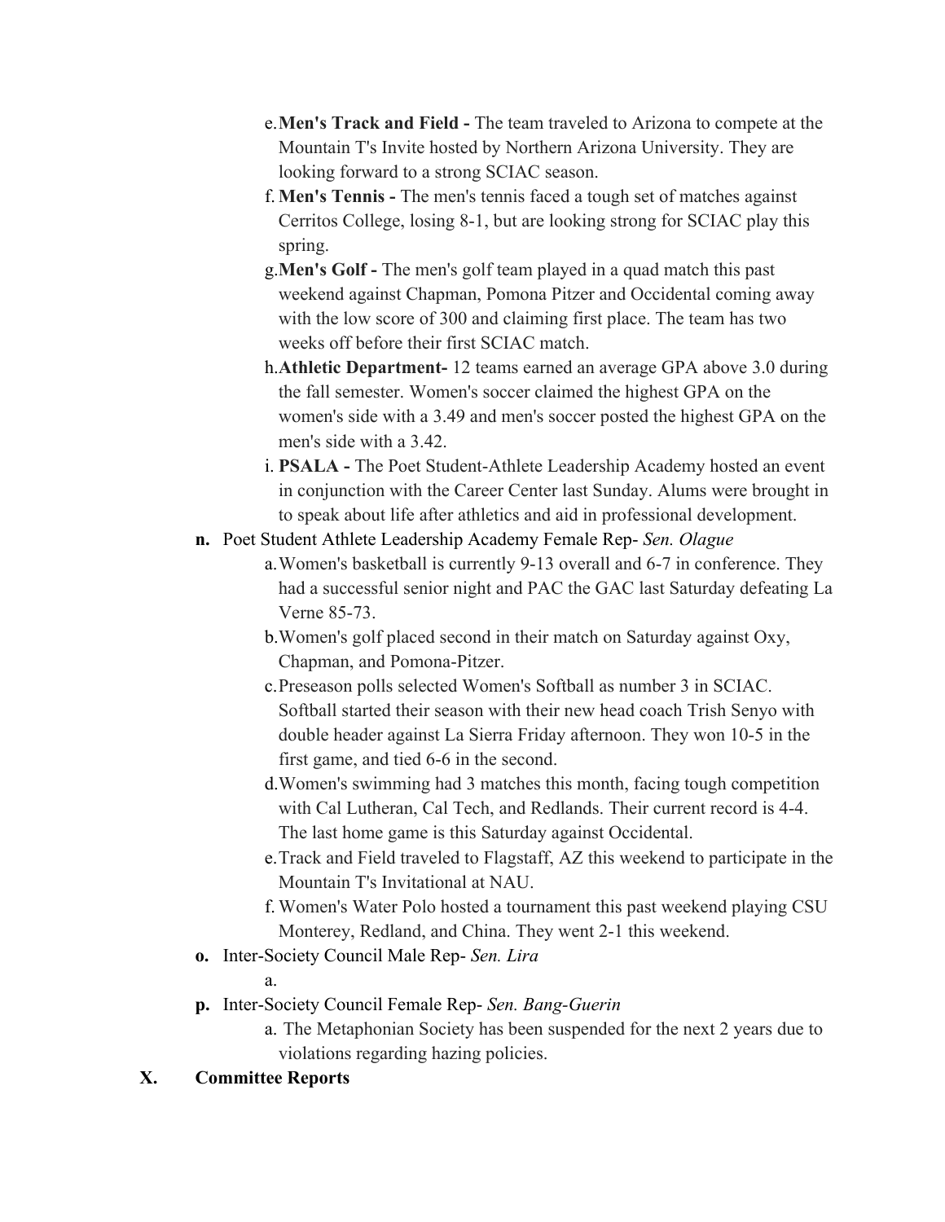e. **Men's Track and Field -** The team traveled to Arizona to compete at the Mountain T's Invite hosted by Northern Arizona University. They are looking forward to a strong SCIAC season.
f. **Men's Tennis -** The men's tennis faced a tough set of matches against Cerritos College, losing 8-1, but are looking strong for SCIAC play this spring.
g. **Men's Golf -** The men's golf team played in a quad match this past weekend against Chapman, Pomona Pitzer and Occidental coming away with the low score of 300 and claiming first place. The team has two weeks off before their first SCIAC match.
h. **Athletic Department-** 12 teams earned an average GPA above 3.0 during the fall semester. Women's soccer claimed the highest GPA on the women's side with a 3.49 and men's soccer posted the highest GPA on the men's side with a 3.42.
i. **PSALA -** The Poet Student-Athlete Leadership Academy hosted an event in conjunction with the Career Center last Sunday. Alums were brought in to speak about life after athletics and aid in professional development.

**n.** Poet Student Athlete Leadership Academy Female Rep- *Sen. Olague*

a. Women's basketball is currently 9-13 overall and 6-7 in conference. They had a successful senior night and PAC the GAC last Saturday defeating La Verne 85-73.
b. Women's golf placed second in their match on Saturday against Oxy, Chapman, and Pomona-Pitzer.
c. Preseason polls selected Women's Softball as number 3 in SCIAC. Softball started their season with their new head coach Trish Senyo with double header against La Sierra Friday afternoon. They won 10-5 in the first game, and tied 6-6 in the second.
d. Women's swimming had 3 matches this month, facing tough competition with Cal Lutheran, Cal Tech, and Redlands. Their current record is 4-4. The last home game is this Saturday against Occidental.
e. Track and Field traveled to Flagstaff, AZ this weekend to participate in the Mountain T's Invitational at NAU.
f. Women's Water Polo hosted a tournament this past weekend playing CSU Monterey, Redland, and China. They went 2-1 this weekend.

**o.** Inter-Society Council Male Rep- *Sen. Lira*

a.

**p.** Inter-Society Council Female Rep- *Sen. Bang-Guerin*

a. The Metaphonian Society has been suspended for the next 2 years due to violations regarding hazing policies.

## X. Committee Reports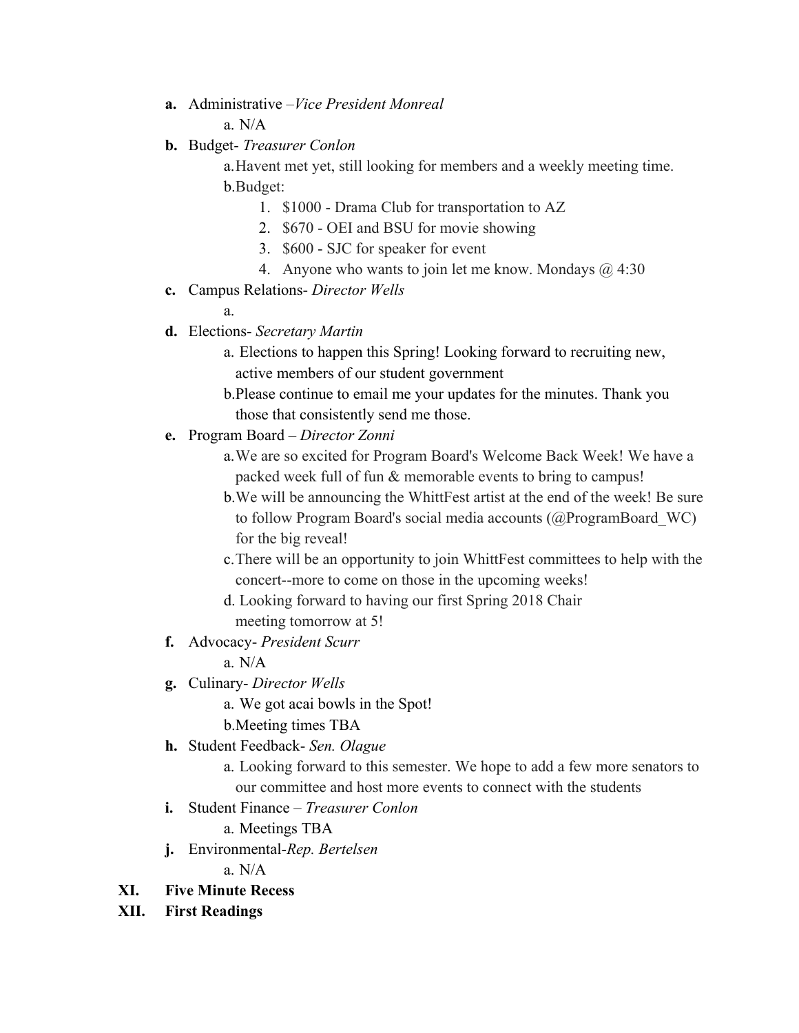- **a.** Administrative –*Vice President Monreal*
    - a. N/A
- **b.** Budget- *Treasurer Conlon*
    - a. Havent met yet, still looking for members and a weekly meeting time.
    - b. Budget:
        1. $1000 - Drama Club for transportation to AZ
        2. $670 - OEI and BSU for movie showing
        3. $600 - SJC for speaker for event
        4. Anyone who wants to join let me know. Mondays @ 4:30
- **c.** Campus Relations- *Director Wells*
    - a.
- **d.** Elections- *Secretary Martin*
    - a. Elections to happen this Spring! Looking forward to recruiting new, active members of our student government
    - b. Please continue to email me your updates for the minutes. Thank you those that consistently send me those.
- **e.** Program Board – *Director Zonni*
    - a. We are so excited for Program Board's Welcome Back Week! We have a packed week full of fun & memorable events to bring to campus!
    - b. We will be announcing the WhittFest artist at the end of the week! Be sure to follow Program Board's social media accounts (@ProgramBoard_WC) for the big reveal!
    - c. There will be an opportunity to join WhittFest committees to help with the concert--more to come on those in the upcoming weeks!
    - d. Looking forward to having our first Spring 2018 Chair meeting tomorrow at 5!
- **f.** Advocacy- *President Scurr*
    - a. N/A
- **g.** Culinary- *Director Wells*
    - a. We got acai bowls in the Spot!
    - b. Meeting times TBA
- **h.** Student Feedback- *Sen. Olague*
    - a. Looking forward to this semester. We hope to add a few more senators to our committee and host more events to connect with the students
- **i.** Student Finance – *Treasurer Conlon*
    - a. Meetings TBA
- **j.** Environmental-*Rep. Bertelsen*
    - a. N/A

**XI. Five Minute Recess**

**XII. First Readings**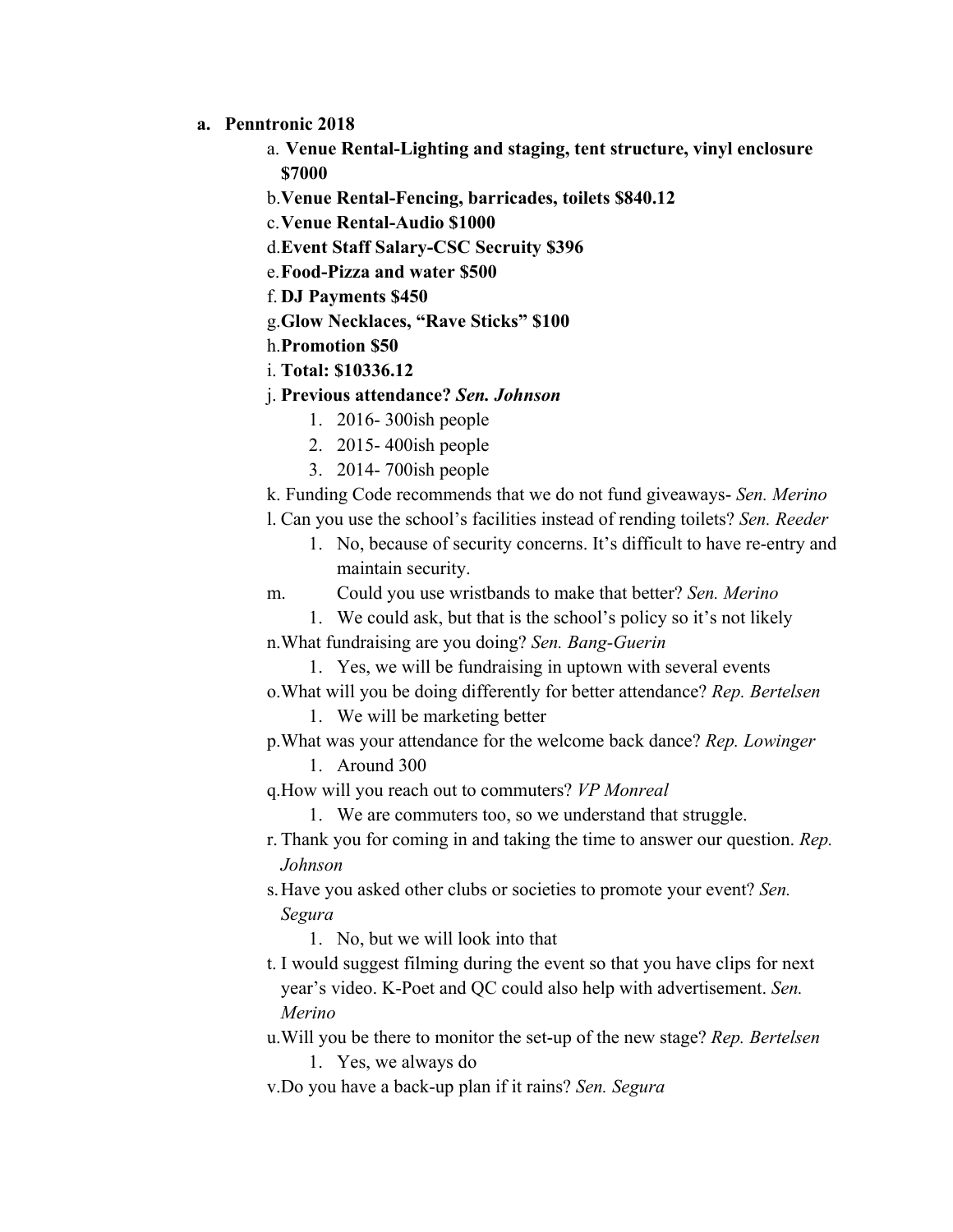a. **Penntronic 2018**
    a. **Venue Rental-Lighting and staging, tent structure, vinyl enclosure $7000**
    b. **Venue Rental-Fencing, barricades, toilets $840.12**
    c. **Venue Rental-Audio $1000**
    d. **Event Staff Salary-CSC Secruity $396**
    e. **Food-Pizza and water $500**
    f. **DJ Payments $450**
    g. **Glow Necklaces, "Rave Sticks" $100**
    h. **Promotion $50**
    i. **Total: $10336.12**
    j. **Previous attendance? *Sen. Johnson***
        1. 2016- 300ish people
        2. 2015- 400ish people
        3. 2014- 700ish people
    k. Funding Code recommends that we do not fund giveaways- *Sen. Merino*
    l. Can you use the school's facilities instead of rending toilets? *Sen. Reeder*
        1. No, because of security concerns. It's difficult to have re-entry and maintain security.
    m. Could you use wristbands to make that better? *Sen. Merino*
        1. We could ask, but that is the school's policy so it's not likely
    n. What fundraising are you doing? *Sen. Bang-Guerin*
        1. Yes, we will be fundraising in uptown with several events
    o. What will you be doing differently for better attendance? *Rep. Bertelsen*
        1. We will be marketing better
    p. What was your attendance for the welcome back dance? *Rep. Lowinger*
        1. Around 300
    q. How will you reach out to commuters? *VP Monreal*
        1. We are commuters too, so we understand that struggle.
    r. Thank you for coming in and taking the time to answer our question. *Rep. Johnson*
    s. Have you asked other clubs or societies to promote your event? *Sen. Segura*
        1. No, but we will look into that
    t. I would suggest filming during the event so that you have clips for next year's video. K-Poet and QC could also help with advertisement. *Sen. Merino*
    u. Will you be there to monitor the set-up of the new stage? *Rep. Bertelsen*
        1. Yes, we always do
    v. Do you have a back-up plan if it rains? *Sen. Segura*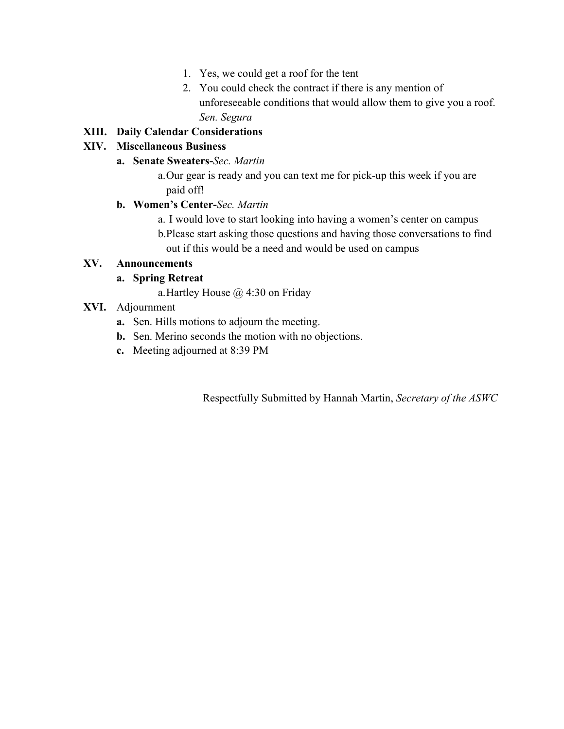1. Yes, we could get a roof for the tent
2. You could check the contract if there is any mention of unforeseeable conditions that would allow them to give you a roof. *Sen. Segura*

**XIII. Daily Calendar Considerations**

**XIV. Miscellaneous Business**

- **a. Senate Sweaters-***Sec. Martin*
  - a. Our gear is ready and you can text me for pick-up this week if you are paid off!
- **b. Women's Center-***Sec. Martin*
  - a. I would love to start looking into having a women's center on campus
  - b. Please start asking those questions and having those conversations to find out if this would be a need and would be used on campus

**XV. Announcements**

- **a. Spring Retreat**
  - a. Hartley House @ 4:30 on Friday

**XVI.** Adjournment

- **a.** Sen. Hills motions to adjourn the meeting.
- **b.** Sen. Merino seconds the motion with no objections.
- **c.** Meeting adjourned at 8:39 PM

Respectfully Submitted by Hannah Martin, *Secretary of the ASWC*